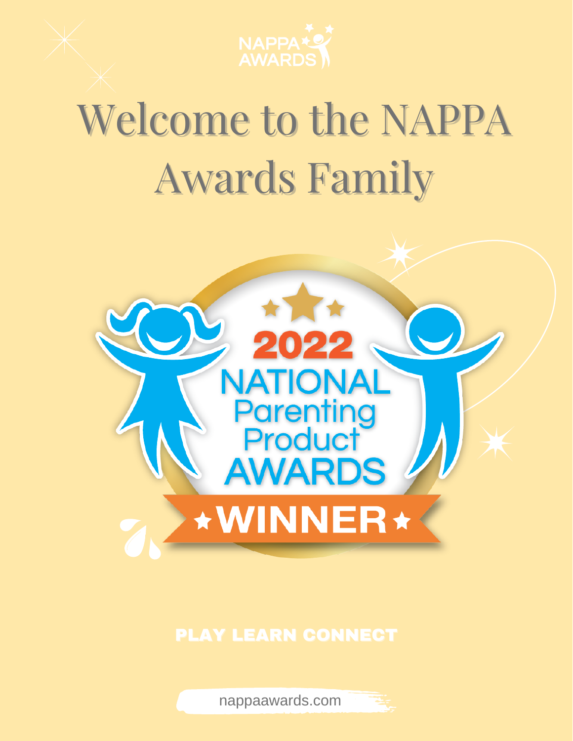NAPPA AWARDS

# Welcome to the NAPPA Awards Family

2022 NATIONAL Parenting Product AWARDS WINNER

PLAY LEARN CONNECT

nappaawards.com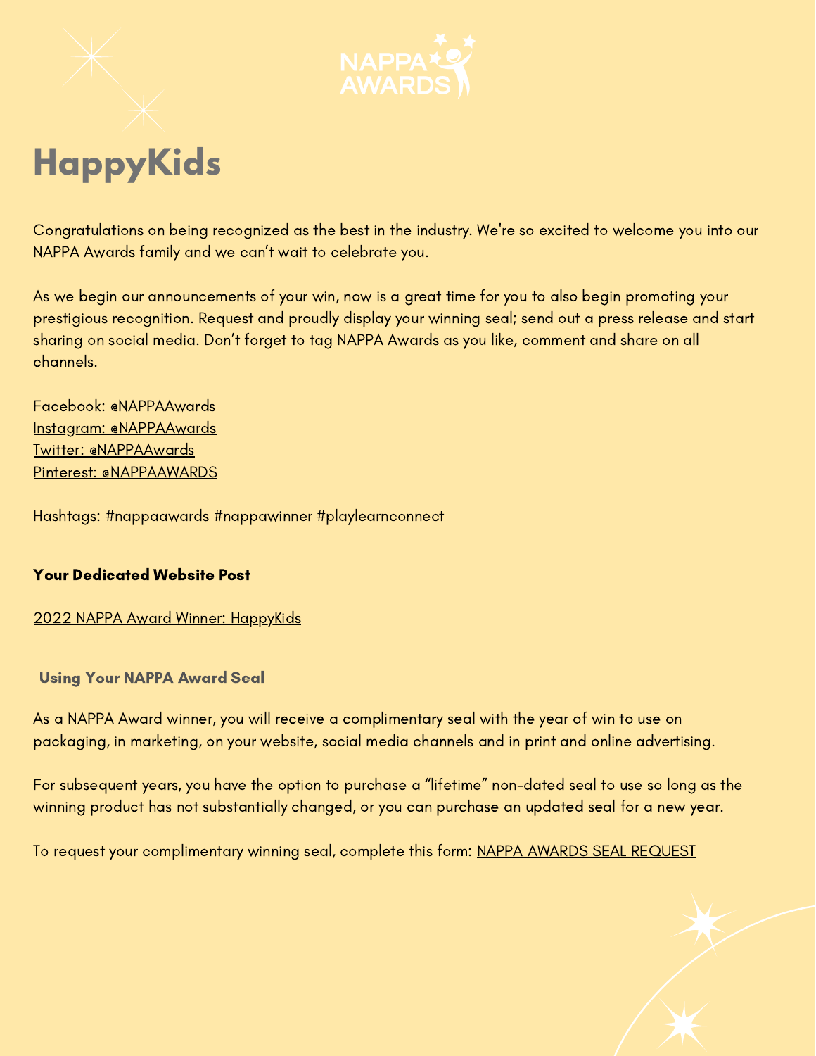# HappyKids

Congratulations on being recognized as the best in the industry. We're so excited to welcome you into our NAPPA Awards family and we can't wait to celebrate you.

As we begin our announcements of your win, now is a great time for you to also begin promoting your prestigious recognition. Request and proudly display your winning seal; send out a press release and start sharing on social media. Don't forget to tag NAPPA Awards as you like, comment and share on all channels.

Facebook: @NAPPAAwards
Instagram: @NAPPAAwards
Twitter: @NAPPAAwards
Pinterest: @NAPPAAWARDS

Hashtags: #nappaawards #nappawinner #playlearnconnect

**Your Dedicated Website Post**

2022 NAPPA Award Winner: HappyKids

### Using Your NAPPA Award Seal

As a NAPPA Award winner, you will receive a complimentary seal with the year of win to use on packaging, in marketing, on your website, social media channels and in print and online advertising.

For subsequent years, you have the option to purchase a "lifetime" non-dated seal to use so long as the winning product has not substantially changed, or you can purchase an updated seal for a new year.

To request your complimentary winning seal, complete this form: NAPPA AWARDS SEAL REQUEST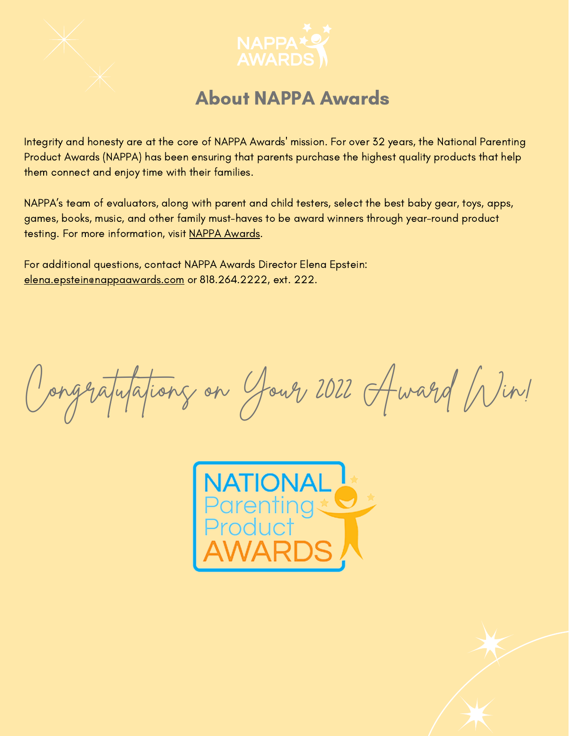# About NAPPA Awards

Integrity and honesty are at the core of NAPPA Awards' mission. For over 32 years, the National Parenting Product Awards (NAPPA) has been ensuring that parents purchase the highest quality products that help them connect and enjoy time with their families.

NAPPA's team of evaluators, along with parent and child testers, select the best baby gear, toys, apps, games, books, music, and other family must-haves to be award winners through year-round product testing. For more information, visit NAPPA Awards.

For additional questions, contact NAPPA Awards Director Elena Epstein: elena.epstein@nappaawards.com or 818.264.2222, ext. 222.

Congratulations on Your 2022 Award Win!